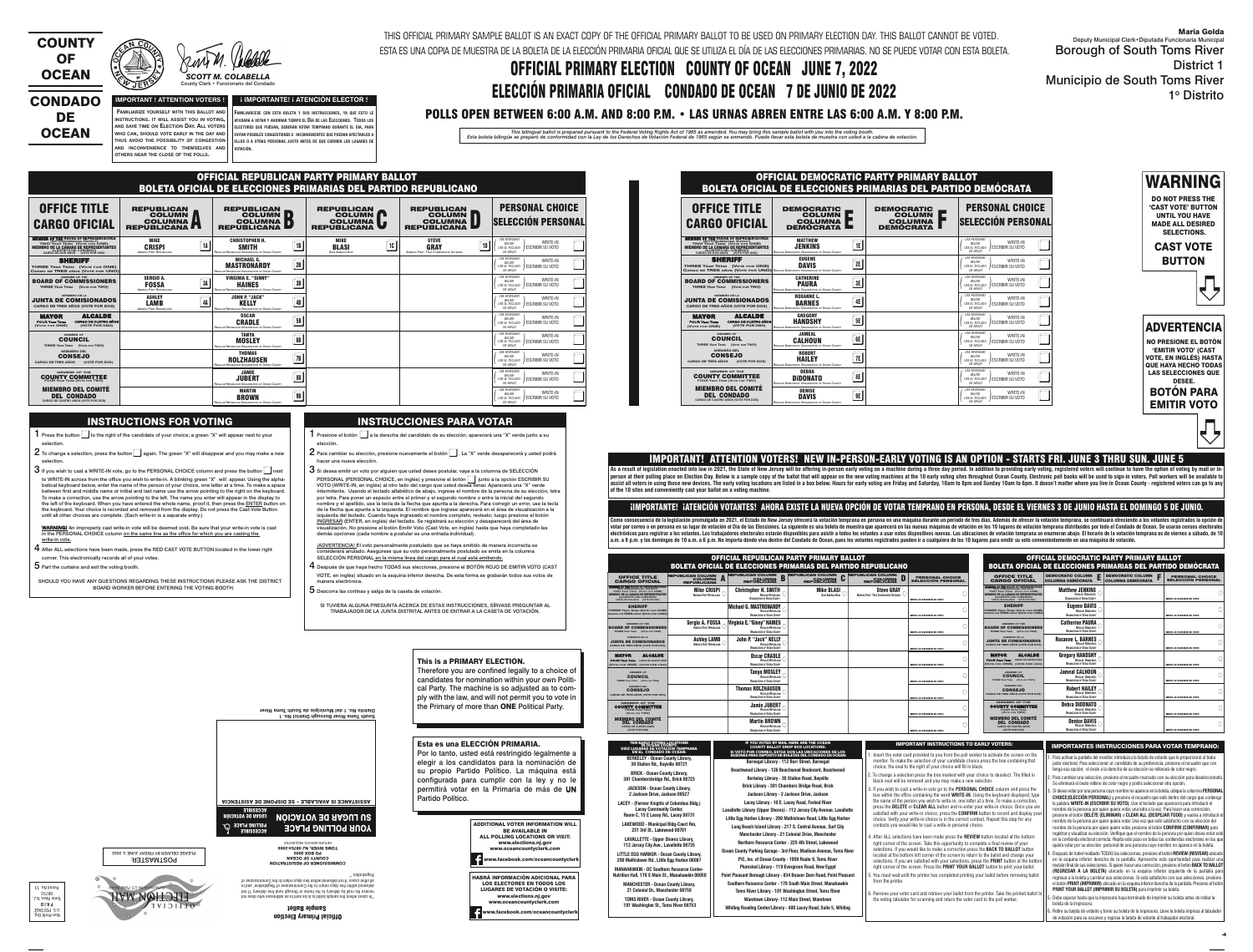# COUNTY OF OCEAN
# CONDADO DE OCEAN

SCOTT M. COLABELLA
County Clerk • Funcionario del Condado

THIS OFFICIAL PRIMARY SAMPLE BALLOT IS AN EXACT COPY OF THE OFFICIAL PRIMARY BALLOT TO BE USED ON PRIMARY ELECTION DAY. THIS BALLOT CANNOT BE VOTED.
ESTA ES UNA COPIA DE MUESTRA DE LA BOLETA DE LA ELECCIÓN PRIMARIA OFICIAL QUE SE UTILIZA EL DÍA DE LAS ELECCIONES PRIMARIAS. NO SE PUEDE VOTAR CON ESTA BOLETA.

# OFFICIAL PRIMARY ELECTION COUNTY OF OCEAN JUNE 7, 2022
# ELECCIÓN PRIMARIA OFICIAL CONDADO DE OCEAN 7 DE JUNIO DE 2022

## POLLS OPEN BETWEEN 6:00 A.M. AND 8:00 P.M. • LAS URNAS ABREN ENTRE LAS 6:00 A.M. Y 8:00 P.M.

*This bilingual ballot is prepared pursuant to the Federal Voting Rights Act of 1965 as amended. You may bring this sample ballot with you into the voting booth.*
*Esta boleta bilingüe se preparó de conformidad con la Ley de los Derechos de Votación Federal de 1965 según se enmendó. Puede llevar esta boleta de muestra con usted a la cabina de votación.*

Maria Golda
Deputy Municipal Clerk • Diputada Funcionaria Municipal
Borough of South Toms River
District 1
Municipio de South Toms River
1° Distrito

**IMPORTANT ! ATTENTION VOTERS !**

Familiarize yourself with this ballot and instructions. It will assist you in voting, and save time on Election Day. All voters who can, should vote early in the day and thus avoid the possibility of congestion and inconvenience to themselves and others near the close of the polls.

**¡ IMPORTANTE! ¡ ATENCIÓN ELECTOR !**

Familiarícese con esta boleta y sus instrucciones, ya que esto le ayudará a votar y ahorrar tiempo el Día de las Elecciones. Todos los electores que puedan, deberán votar temprano durante el día, para evitar posibles congestiones e inconvenientes que pueden afectarles a ellos o a otras personas justo antes de que cierren los lugares de votación.

## OFFICIAL REPUBLICAN PARTY PRIMARY BALLOT
## BOLETA OFICIAL DE ELECCIONES PRIMARIAS DEL PARTIDO REPUBLICANO

| OFFICE TITLE / CARGO OFICIAL | REPUBLICAN COLUMN / COLUMNA REPUBLICANA A | REPUBLICAN COLUMN / COLUMNA REPUBLICANA B | REPUBLICAN COLUMN / COLUMNA REPUBLICANA C | REPUBLICAN COLUMN / COLUMNA REPUBLICANA D | PERSONAL CHOICE / SELECCIÓN PERSONAL |
|---|---|---|---|---|---|
| MEMBER OF THE HOUSE OF REPRESENTATIVES, Fourth District, TWO Year Term (Vote for ONE) / MIEMBRO DE LA CÁMARA DE REPRESENTANTES, Cuarto Distrito, CARGO DE DOS AÑOS (VOTE POR UNO) | 1A MIKE CRISPI (America First Republicans) | 1B CHRISTOPHER H. SMITH (Regular Republican Organization of Ocean County) | 1C MIKE BLASI (Save America Now) | 1D STEVE GRAY (America First / True Conservative Outsider) | WRITE-IN / ESCRIBIR SU VOTO |
| SHERIFF, THREE Year Term (Vote for ONE) / Cargo de TRES años (Vote por UNO) | | 2B MICHAEL G. MASTRONARDY (Regular Republican Organization of Ocean County) | | | WRITE-IN / ESCRIBIR SU VOTO |
| MEMBER OF THE BOARD OF COMMISSIONERS, THREE Year Term (Vote for ONE) / MIEMBRO DE LA JUNTA DE COMISIONADOS, CARGO DE TRES AÑOS (VOTE POR DOS) | 3A SERGIO A. FOSSA (America First Republicans) | 3B VIRGINIA E. "GINNY" HAINES (Regular Republican Organization of Ocean County) | | | WRITE-IN / ESCRIBIR SU VOTO |
| | 4A ASHLEY LAMB (America First Republicans) | 4B JOHN P. "JACK" KELLY (Regular Republican Organization of Ocean County) | | | WRITE-IN / ESCRIBIR SU VOTO |
| MAYOR, FOUR Year Term (Vote for ONE) / ALCALDE, CARGO DE CUATRO AÑOS (VOTE POR UNO) | | 5B OSCAR CRADLE (Regular Republican Organization of Ocean County) | | | WRITE-IN / ESCRIBIR SU VOTO |
| MEMBER OF COUNCIL, THREE Year Term (Vote for TWO) / MIEMBRO DEL CONSEJO, CARGO DE TRES AÑOS (VOTE POR DOS) | | 6B TANYA MOSLEY (Regular Republican Organization of Ocean County) | | | WRITE-IN / ESCRIBIR SU VOTO |
| | | 7B THOMAS ROLZHAUSEN (Regular Republican Organization of Ocean County) | | | WRITE-IN / ESCRIBIR SU VOTO |
| MEMBER OF THE COUNTY COMMITTEE, FOUR Year Term (Vote for TWO) / MIEMBRO DEL COMITÉ DEL CONDADO, CARGO DE CUATRO AÑOS (VOTE POR DOS) | | 8B JAMIE JUBERT (Regular Republican Organization of Ocean County) | | | WRITE-IN / ESCRIBIR SU VOTO |
| | | 9B MARTIN BROWN (Regular Republican Organization of Ocean County) | | | WRITE-IN / ESCRIBIR SU VOTO |

## OFFICIAL DEMOCRATIC PARTY PRIMARY BALLOT
## BOLETA OFICIAL DE ELECCIONES PRIMARIAS DEL PARTIDO DEMÓCRATA

| OFFICE TITLE / CARGO OFICIAL | DEMOCRATIC COLUMN / COLUMNA DEMÓCRATA E | DEMOCRATIC COLUMN / COLUMNA DEMÓCRATA F | PERSONAL CHOICE / SELECCIÓN PERSONAL |
|---|---|---|---|
| MEMBER OF THE HOUSE OF REPRESENTATIVES, Fourth District, TWO Year Term (Vote for ONE) / MIEMBRO DE LA CÁMARA DE REPRESENTANTES, Cuarto Distrito, CARGO DE DOS AÑOS (VOTE POR UNO) | 1E MATTHEW JENKINS (Regular Democratic Organization of Ocean County) | | WRITE-IN / ESCRIBIR SU VOTO |
| SHERIFF, THREE Year Term (Vote for ONE) / Cargo de TRES años (Vote por UNO) | 2E EUGENE DAVIS (Regular Democratic Organization of Ocean County) | | WRITE-IN / ESCRIBIR SU VOTO |
| MEMBER OF THE BOARD OF COMMISSIONERS, THREE Year Term (Vote for TWO) / MIEMBRO DE LA JUNTA DE COMISIONADOS, CARGO DE TRES AÑOS (VOTE POR DOS) | 3E CATHERINE PAURA (Regular Democratic Organization of Ocean County) | | WRITE-IN / ESCRIBIR SU VOTO |
| | 4E ROXANNE L. BARNES (Regular Democratic Organization of Ocean County) | | WRITE-IN / ESCRIBIR SU VOTO |
| MAYOR, FOUR Year Term (Vote for ONE) / ALCALDE, CARGO DE CUATRO AÑOS (VOTE POR UNO) | 5E GREGORY HANDSHY (Regular Democratic Organization of Ocean County) | | WRITE-IN / ESCRIBIR SU VOTO |
| MEMBER OF COUNCIL, THREE Year Term (Vote for TWO) / MIEMBRO DEL CONSEJO, CARGO DE TRES AÑOS (VOTE POR DOS) | 6E JAMEAL CALHOUN (Regular Democratic Organization of Ocean County) | | WRITE-IN / ESCRIBIR SU VOTO |
| | 7E ROBERT HAILEY (Regular Democratic Organization of Ocean County) | | WRITE-IN / ESCRIBIR SU VOTO |
| MEMBER OF THE COUNTY COMMITTEE, FOUR Year Term (Vote for TWO) / MIEMBRO DEL COMITÉ DEL CONDADO, CARGO DE CUATRO AÑOS (VOTE POR DOS) | 8E DEBRA DIDONATO (Regular Democratic Organization of Ocean County) | | WRITE-IN / ESCRIBIR SU VOTO |
| | 9E DENISE DAVIS (Regular Democratic Organization of Ocean County) | | WRITE-IN / ESCRIBIR SU VOTO |

**WARNING**

DO NOT PRESS THE 'CAST VOTE' BUTTON UNTIL YOU HAVE MADE ALL DESIRED SELECTIONS.

**CAST VOTE BUTTON**

**ADVERTENCIA**

NO PRESIONE EL BOTÓN 'EMITIR VOTO' (CAST VOTE, EN INGLÉS) HASTA QUE HAYA HECHO TODAS LAS SELECCIONES QUE DESEE.

**BOTÓN PARA EMITIR VOTO**

## INSTRUCTIONS FOR VOTING

1. Press the button ☐ to the right of the candidate of your choice; a green "X" will appear next to your selection.
2. To change a selection, press the button ☐ again. The green "X" will disappear and you may make a new selection.
3. If you wish to cast a WRITE-IN vote, go to the PERSONAL CHOICE column and press the button ☐ next to WRITE-IN across from the office you wish to write-in. A blinking green "X" will appear. Using the alphabetical keyboard below, enter the name of the person of your choice, one letter at a time. To make a space between first and middle name or initial and last name use the arrow pointing to the right on the keyboard. To make a correction, use the arrow pointing to the left. The name you enter will appear in the display to the left of the keyboard. When you have entered the whole name, proof it, then press the ENTER button on the keyboard. Your choice is recorded and removed from the display. Do not press the Cast Vote Button until all other choices are complete. (Each write-in is a separate entry.)

   WARNING! An improperly cast write-in vote will be deemed void. Be sure that your write-in vote is cast in the PERSONAL CHOICE column on the same line as the office for which you are casting the write-in vote.
4. After ALL selections have been made, press the RED CAST VOTE BUTTON located in the lower right corner. This electronically records all of your votes.
5. Part the curtains and exit the voting booth.

SHOULD YOU HAVE ANY QUESTIONS REGARDING THESE INSTRUCTIONS PLEASE ASK THE DISTRICT BOARD WORKER BEFORE ENTERING THE VOTING BOOTH.

## INSTRUCCIONES PARA VOTAR

1. Presione el botón ☐ a la derecha del candidato de su elección; aparecerá una "X" verde junto a su elección.
2. Para cambiar su elección, presione nuevamente el botón ☐. La "X" verde desaparecerá y usted podrá hacer una nueva elección.
3. Si desea emitir un voto por alguien que usted desee postular, vaya a la columna de SELECCIÓN PERSONAL (PERSONAL CHOICE, en inglés) y presione el botón ☐ junto a la opción ESCRIBIR SU VOTO (WRITE-IN, en inglés) al otro lado del cargo que usted desea llenar. Aparecerá una "X" verde intermitente. Usando el teclado de orden alfabético de abajo, ingrese el nombre de la persona de su elección, por letra. Para poner un espacio entre el primer y el segundo nombre o entre la inicial del segundo nombre y el apellido, use la tecla de la flecha que apunta a la derecha. Para corregir un error, use la tecla de la flecha que apunta a la izquierda. El nombre que ingrese aparecerá en el área de visualización a la izquierda del teclado. Cuando haya ingresado el nombre completo, revíselo; luego presione el botón INGRESAR (ENTER, en inglés) del teclado. Se registrará su elección y desaparecerá del área de visualización. No presione el botón Emitir Voto (Cast Vote, en inglés) hasta que haya completado las demás opciones (cada nombre a postular es una entrada individual).

   ¡ADVERTENCIA! El voto personalmente postulado que se haya emitido de manera incorrecta se considerará anulado. Asegúrese que su voto personalmente postulado se emita en la columna SELECCIÓN PERSONAL en la misma línea del cargo para el cual está emitiendo.
4. Después de que haya hecho TODAS sus elecciones, presione el BOTÓN ROJO DE EMITIR VOTO (CAST VOTE, en inglés) situado en la esquina inferior derecha. De esta forma se grabarán todos sus votos de manera electrónica.
5. Descorra las cortinas y salga de la caseta de votación.

SI TUVIERA ALGUNA PREGUNTA ACERCA DE ESTAS INSTRUCCIONES, SÍRVASE PREGUNTAR AL TRABAJADOR DE LA JUNTA DISTRITAL ANTES DE ENTRAR A LA CASETA DE VOTACIÓN.

## IMPORTANT! ATTENTION VOTERS! NEW IN-PERSON-EARLY VOTING IS AN OPTION - STARTS FRI. JUNE 3 THRU SUN. JUNE 5

As a result of legislation enacted into law in 2021, the State of New Jersey will be offering in-person early voting on a machine during a three day period. In addition to providing early voting, registered voters will continue to have the option of voting by mail or in-person at their polling place on Election Day. Below is a sample copy of the ballot that will appear on the new voting machines at the 10 early voting sites throughout Ocean County. Electronic poll books will be used to sign-in voters. Poll workers will be available to assist all voters in using these new devices. The early voting locations are listed in a box below. Hours for early voting are Friday and Saturday, 10am to 8pm and Sunday 10am to 6pm. It doesn't matter where you live in Ocean County - registered voters can go to any of the 10 sites and conveniently cast your ballot on a voting machine.

## ¡IMPORTANTE! ¡ATENCIÓN VOTANTES! AHORA EXISTE LA NUEVA OPCIÓN DE VOTAR TEMPRANO EN PERSONA, DESDE EL VIERNES 3 DE JUNIO HASTA EL DOMINGO 5 DE JUNIO.

Como consecuencia de la legislación promulgada en 2021, el Estado de New Jersey ofrecerá la votación temprana en persona en una máquina durante un período de tres días. Además de ofrecer la votación temprana, se continuará ofreciendo a los votantes registrados la opción de votar por correo o en persona en su lugar de votación el Día de las Elecciones. La siguiente es una boleta de muestra que aparecerá en las nuevas máquinas de votación en los 10 lugares de votación temprana distribuidos por todo el Condado de Ocean. Se usarán censos electorales electrónicos para registrar a los votantes. Los trabajadores electorales estarán disponibles para asistir a todos los votantes a usar estos dispositivos nuevos. Las ubicaciones de votación temprana se enumeran abajo. El horario de la votación temprana es de viernes a sábado, de 10 a.m. a 8 p.m. y los domingos de 10 a.m. a 6 p.m. No importa dónde viva dentro del Condado de Ocean, pues los votantes registrados pueden ir a cualquiera de los 10 lugares para emitir su voto convenientemente en una máquina de votación.

### OFFICIAL REPUBLICAN PARTY PRIMARY BALLOT / BOLETA OFICIAL DE ELECCIONES PRIMARIAS DEL PARTIDO REPUBLICANO

| OFFICE TITLE / CARGO OFICIAL | REPUBLICAN COLUMN A | REPUBLICAN COLUMN B | REPUBLICAN COLUMN C | REPUBLICAN COLUMN D | PERSONAL CHOICE / SELECCIÓN PERSONAL |
|---|---|---|---|---|---|
| MEMBER OF THE HOUSE OF REPRESENTATIVES | Mike CRISPI (America First Republicans) | Christopher H. SMITH (Regular Republican Organization of Ocean County) | Mike BLASI (Save America Now) | Steve GRAY (America First / True Conservative Outsider) | WRITE-IN |
| SHERIFF | | Michael G. MASTRONARDY (Regular Republican Organization of Ocean County) | | | WRITE-IN |
| MEMBER OF THE BOARD OF COMMISSIONERS | Sergio A. FOSSA (America First Republicans) | Virginia E. "Ginny" HAINES (Regular Republican Organization of Ocean County) | | | WRITE-IN |
| | Ashley LAMB (America First Republicans) | John P. "Jack" KELLY (Regular Republican Organization of Ocean County) | | | WRITE-IN |
| MAYOR / ALCALDE | | Oscar CRADLE (Regular Republican Organization of Ocean County) | | | WRITE-IN |
| MEMBER OF COUNCIL / CONSEJO | | Tanya MOSLEY (Regular Republican Organization of Ocean County) | | | WRITE-IN |
| | | Thomas ROLZHAUSEN (Regular Republican Organization of Ocean County) | | | WRITE-IN |
| MEMBER OF THE COUNTY COMMITTEE / MIEMBRO DEL COMITÉ DEL CONDADO | | Jamie JUBERT (Regular Republican Organization of Ocean County) | | | WRITE-IN |
| | | Martin BROWN (Regular Republican Organization of Ocean County) | | | WRITE-IN |

### OFFICIAL DEMOCRATIC PARTY PRIMARY BALLOT / BOLETA OFICIAL DE ELECCIONES PRIMARIAS DEL PARTIDO DEMÓCRATA

| OFFICE TITLE / CARGO OFICIAL | DEMOCRATIC COLUMN E | DEMOCRATIC COLUMN F | PERSONAL CHOICE / SELECCIÓN PERSONAL |
|---|---|---|---|
| MEMBER OF THE HOUSE OF REPRESENTATIVES | Matthew JENKINS (Regular Democratic Organization of Ocean County) | | WRITE-IN |
| SHERIFF | Eugene DAVIS (Regular Democratic Organization of Ocean County) | | WRITE-IN |
| MEMBER OF THE BOARD OF COMMISSIONERS | Catherine PAURA (Regular Democratic Organization of Ocean County) | | WRITE-IN |
| | Roxanne L. BARNES (Regular Democratic Organization of Ocean County) | | WRITE-IN |
| MAYOR / ALCALDE | Gregory HANDSHY (Regular Democratic Organization of Ocean County) | | WRITE-IN |
| MEMBER OF COUNCIL / CONSEJO | Jameal CALHOUN (Regular Democratic Organization of Ocean County) | | WRITE-IN |
| | Robert HAILEY (Regular Democratic Organization of Ocean County) | | WRITE-IN |
| MEMBER OF THE COUNTY COMMITTEE / MIEMBRO DEL COMITÉ DEL CONDADO | Debra DIDONATO (Regular Democratic Organization of Ocean County) | | WRITE-IN |
| | Denise DAVIS (Regular Democratic Organization of Ocean County) | | WRITE-IN |

**This is a PRIMARY ELECTION.**

Therefore you are confined legally to a choice of candidates for nomination within your own Political Party. The machine is so adjusted as to comply with the law, and will not permit you to vote in the Primary of more than **ONE** Political Party.

**Esta es una ELECCIÓN PRIMARIA.**

Por lo tanto, usted está restringido legalmente a elegir a los candidatos para la nominación de su propio Partido Político. La máquina está configurada para cumplir con la ley y no le permitirá votar en la Primaria de más de **UN** Partido Político.

**TEN EARLY VOTING LOCATIONS / DIEZ LUGARES DE VOTACIÓN TEMPRANA EN EL CONDADO DE OCEAN**

- BERKELEY - Ocean County Library, 30 Station Rd., Bayville 08721
- BRICK - Ocean County Library, 301 Chambersbridge Rd., Brick 08723
- JACKSON - Ocean County Library, 2 Jackson Drive, Jackson 08527
- LACEY - (Former Knights of Columbus Bldg.) Lacey Community Center, Room C, 15 E Lacey Rd., Lacey 08731
- LAKEWOOD - Municipal Bldg-Court Rm, 231 3rd St., Lakewood 08701
- LAVALLETTE - Upper Stores Library, 112 Jersey City Ave., Lavallette 08735
- LITTLE EGG HARBOR - Ocean County Library, 290 Mathistown Rd., Little Egg Harbor 08087
- MANAHAWKIN - OC Southern Resource Center, Nutrition Hall, 179 S Main St., Manahawkin 08050
- MANCHESTER - Ocean County Library, 21 Colonial Dr., Manchester 08759
- TOMS RIVER - Ocean County Library, 101 Washington St., Toms River 08753

**IF YOU VOTED BY MAIL, HERE ARE THE OCEAN COUNTY BALLOT DROP BOX LOCATIONS: / SI VOTÓ POR CORREO, ESTAS SON LAS UBICACIONES DE LOS BUZONES PARA DEPÓSITO DE BOLETAS DEL CONDADO DE OCEAN:**

- Barnegat Library - 112 Burr Street, Barnegat
- Beachwood Library - 126 Beachwood Boulevard, Beachwood
- Berkeley Library - 30 Station Road, Bayville
- Brick Library - 301 Chambers Bridge Road, Brick
- Jackson Library - 2 Jackson Drive, Jackson
- Lacey Library - 10 E. Lacey Road, Forked River
- Lavallette Library (Upper Shores) - 112 Jersey City Avenue, Lavallette
- Little Egg Harbor Library - 290 Mathistown Road, Little Egg Harbor
- Long Beach Island Library - 217 S. Central Avenue, Surf City
- Manchester Library - 21 Colonial Drive, Manchester
- Northern Resource Center - 225 4th Street, Lakewood
- Ocean County Parking Garage - 3rd Floor, Madison Avenue, Toms River
- PIC, Inc. of Ocean County - 1959 Route 9, Toms River
- Plumsted Library - 119 Evergreen Road, New Egypt
- Point Pleasant Borough Library - 834 Beaver Dam Road, Point Pleasant
- Southern Resource Center - 179 South Main Street, Manahawkin
- Toms River Library - 101 Washington Street, Toms River
- Waretown Library - 112 Main Street, Waretown
- Whiting Reading Center/Library - 400 Lacey Road, Suite 5, Whiting

**IMPORTANT INSTRUCTIONS TO EARLY VOTERS:**

1. Insert the voter card provided to you from the poll worker to activate the screen on the monitor. To make the selection of your candidate choice press the box containing that choice, the oval to the right of your choice will fill in black.
2. To change a selection press the box marked with your choice to deselect. The filled in black oval will be removed and you may make a new selection.
3. If you wish to cast a write-in vote go to the PERSONAL CHOICE column and press the box within the office containing the word WRITE-IN. Using the keyboard displayed, type the name of the person you wish to write-in, one letter at a time. To make a correction press the DELETE or CLEAR ALL button and re-enter your write-in choice. Once you are satisfied with your write-in choice, press the CONFIRM button to record and display your choice. Verify your write-in choice is in the correct contest. Repeat this step for any contests you would like to cast a write-in personal choice.
4. After ALL selections have been made press the REVIEW button located at the bottom right corner of the screen. Take this opportunity to complete a final review of your selections. If you would like to make a correction press the BACK TO BALLOT button located at the bottom left corner of the screen to return to the ballot and change your selections. If you are satisfied with your selections, press the PRINT button at the bottom right corner of the screen. Press the PRINT YOUR BALLOT button to print your ballot.
5. You must wait until the printer has completed printing your ballot before removing ballot from the printer.
6. Remove your voter card and retrieve your ballot from the printer. Take the printed ballot to the voting tabulator for scanning and return the voter card to the poll worker.

**IMPORTANTES INSTRUCCIONES PARA VOTAR TEMPRANO:**

1. Para activar la pantalla del monitor, introduzca la tarjeta de votante que le proporcionó el trabajador electoral. Para seleccionar al candidato de su preferencia, presione el recuadro que contenga esa opción; el óvalo a la derecha de su elección se rellenará de color negro.
2. Para cambiar una selección, presione el recuadro marcado con su elección para deseleccionarla. Se eliminará el óvalo relleno de color negro y podrá seleccionar otra opción.
3. Si desea emitir un voto por una persona cuyo nombre no aparece en la boleta, ubique la columna PERSONAL CHOICE (SELECCIÓN PERSONAL) y presione el recuadro que está dentro del cargo que contenga la palabra WRITE-IN (ESCRIBIR SU VOTO). Use el teclado que aparecerá para introducir el nombre de la persona por quien quiera votar, una letra a la vez. Para hacer una corrección, presione el botón DELETE (ELIMINAR) o CLEAR ALL (DESPEJAR TODO) y vuelva a introducir el nombre de la persona por quien quiera votar. Una vez que esté satisfecho con su elección del nombre de la persona por quien quiera votar, presione el botón CONFIRM (CONFIRMAR) para registrar y visualizar su elección. Verifique que el nombre de la persona por quien desea votar esté en la contienda electoral correcta. Repita este paso en todas las contiendas electorales en las que quiera votar por una elección personal de una persona cuyo nombre no aparece en la boleta.
4. Después de haber realizado TODAS las selecciones, presione el botón REVIEW (REVISAR) ubicado en la esquina inferior derecha de la pantalla. Aproveche esta oportunidad para realizar una revisión final de sus selecciones. Si quiere hacer una corrección, presione el botón BACK TO BALLOT (REGRESAR A LA BOLETA) ubicado en la esquina inferior izquierda de la pantalla para regresar a la boleta y cambiar sus selecciones. Si está satisfecho con sus selecciones, presione el botón PRINT (IMPRIMIR) ubicado en la esquina inferior derecha de la pantalla. Presione el botón PRINT YOUR BALLOT (IMPRIMIR SU BOLETA) para imprimir su boleta.
5. Debe esperar hasta que la impresora haya terminado de imprimir su boleta antes de retirar la boleta de la impresora.
6. Retire su tarjeta de votante y tome su boleta de la impresora. Lleve la boleta impresa al tabulador de votación para su escaneo y regrese la tarjeta de votante al trabajador electoral.

**ADDITIONAL VOTER INFORMATION WILL BE AVAILABLE IN ALL POLLING LOCATIONS OR VISIT:**
www.elections.nj.gov
www.oceancountyclerk.com
www.facebook.com/oceancountyclerk

**HABRÁ INFORMACIÓN ADICIONAL PARA LOS ELECTORES EN TODOS LOS LUGARES DE VOTACIÓN O VISITE:**
www.elections.nj.gov
www.oceancountyclerk.com
www.facebook.com/oceancountyclerk

**YOUR POLLING PLACE / SU LUGAR DE VOTACIÓN**

POLLING PLACE ACCESSIBLE / LUGAR DE VOTACIÓN ACCESIBLE

ASSISTANCE IS AVAILABLE • SE DISPONE DE ASISTENCIA

South Toms River Borough District No. 1
Distrito No. 1 del Municipio de South Toms River

**Official Primary Election Sample Ballot**

COMMISSIONER OF REGISTRATION
COUNTY OF OCEAN
PO BOX 2006
TOMS RIVER, NJ 08754-2006

RETURN SERVICE REQUESTED

POSTMASTER:
PLEASE DELIVER BY FRIDAY JUNE 3, 2022

OFFICIAL ELECTION MAIL

Non-Profit Org.
U.S. POSTAGE
PAID
Toms River, N.J.
08753
Permit No. 13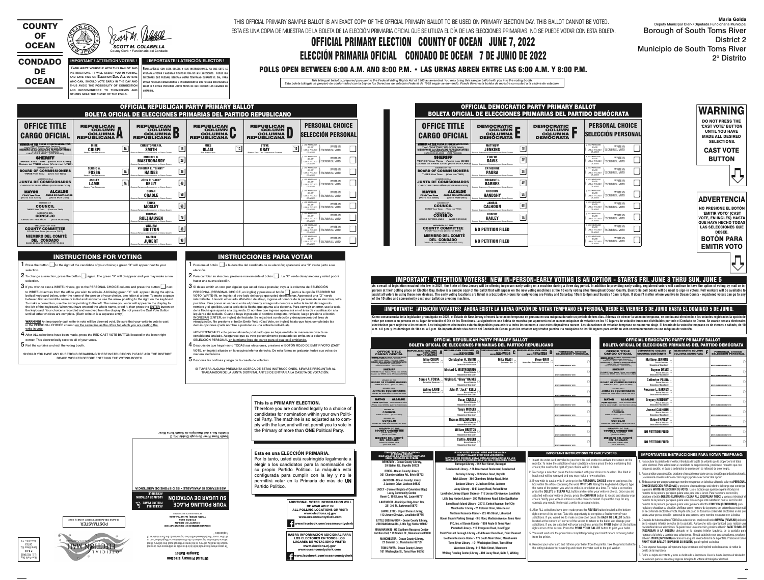# COUNTY OF OCEAN / CONDADO DE OCEAN

*SCOTT M. COLABELLA*
County Clerk • Funcionario del Condado

THIS OFFICIAL PRIMARY SAMPLE BALLOT IS AN EXACT COPY OF THE OFFICIAL PRIMARY BALLOT TO BE USED ON PRIMARY ELECTION DAY. THIS BALLOT CANNOT BE VOTED.
ESTA ES UNA COPIA DE MUESTRA DE LA BOLETA DE LA ELECCIÓN PRIMARIA OFICIAL QUE SE UTILIZA EL DÍA DE LAS ELECCIONES PRIMARIAS. NO SE PUEDE VOTAR CON ESTA BOLETA.

**Maria Golda**
Deputy Municipal Clerk • Diputada Funcionaria Municipal
Borough of South Toms River
District 2
Municipio de South Toms River
2º Distrito

# OFFICIAL PRIMARY ELECTION COUNTY OF OCEAN JUNE 7, 2022
# ELECCIÓN PRIMARIA OFICIAL CONDADO DE OCEAN 7 DE JUNIO DE 2022

## POLLS OPEN BETWEEN 6:00 A.M. AND 8:00 P.M. • LAS URNAS ABREN ENTRE LAS 6:00 A.M. Y 8:00 P.M.

*This bilingual ballot is prepared pursuant to the Federal Voting Rights Act of 1965 as amended. You may bring this sample ballot with you into the voting booth.*
*Esta boleta bilingüe se preparó de conformidad con la Ley de los Derechos de Votación Federal de 1965 según se enmendó. Puede llevar esta boleta de muestra con usted a la cabina de votación.*

**IMPORTANT ! ATTENTION VOTERS !**

FAMILIARIZE YOURSELF WITH THIS BALLOT AND INSTRUCTIONS. IT WILL ASSIST YOU IN VOTING, AND SAVE TIME ON ELECTION DAY. ALL VOTERS WHO CAN, SHOULD VOTE EARLY IN THE DAY AND THUS AVOID THE POSSIBILITY OF CONGESTION AND INCONVENIENCE TO THEMSELVES AND OTHERS NEAR THE CLOSE OF THE POLLS.

**¡ IMPORTANTE! ¡ ATENCIÓN ELECTOR !**

FAMILIARÍCESE CON ESTA BOLETA Y SUS INSTRUCCIONES, YA QUE ESTO LE AYUDARÁ A VOTAR Y AHORRAR TIEMPO EL DÍA DE LAS ELECCIONES. TODOS LOS ELECTORES QUE PUEDAN, DEBERÁN VOTAR TEMPRANO DURANTE EL DÍA, PARA EVITAR POSIBLES CONGESTIONES E INCONVENIENTES QUE PUEDAN AFECTARLES A ELLOS O A OTRAS PERSONAS JUSTO ANTES DE QUE CIERREN LOS LUGARES DE VOTACIÓN.

## OFFICIAL REPUBLICAN PARTY PRIMARY BALLOT
## BOLETA OFICIAL DE ELECCIONES PRIMARIAS DEL PARTIDO REPUBLICANO

| OFFICE TITLE / CARGO OFICIAL | REPUBLICAN COLUMN A | REPUBLICAN COLUMN B | REPUBLICAN COLUMN C | REPUBLICAN COLUMN D | PERSONAL CHOICE / SELECCIÓN PERSONAL |
|---|---|---|---|---|---|
| MEMBER OF THE HOUSE OF REPRESENTATIVES (Vote for ONE) / MIEMBRO DE LA CÁMARA DE REPRESENTANTES (VOTE POR UNO) | 1A MIKE CRISPI — America First Republicans | 1B CHRISTOPHER H. SMITH — Regular Republican Organization of Ocean County | 1C MIKE BLASI — Save America Now | 1D STEVE GRAY — America First Trump Conservative Republican | WRITE-IN / ESCRIBIR SU VOTO |
| SHERIFF — THREE Year Term (Vote for ONE) / Cargo de TRES años (Vote por UNO) | | 2B MICHAEL G. MASTRONARDY — Regular Republican Organization of Ocean County | | | WRITE-IN / ESCRIBIR SU VOTO |
| MEMBER OF THE BOARD OF COMMISSIONERS — THREE Year Term (Vote for TWO) | 3A SERGIO A. FOSSA — America First Republicans | 3B VIRGINIA E. "GINNY" HAINES — Regular Republican Organization of Ocean County | | | WRITE-IN / ESCRIBIR SU VOTO |
| MIEMBRO DE LA JUNTA DE COMISIONADOS — CARGO DE TRES AÑOS (VOTE POR DOS) | 4A ASHLEY LAMB — America First Republicans | 4B JOHN P. "JACK" KELLY — Regular Republican Organization of Ocean County | | | WRITE-IN / ESCRIBIR SU VOTO |
| MAYOR — FOUR Year Term (Vote for ONE) / ALCALDE — CARGO DE CUATRO AÑOS (VOTE POR UNO) | | 5B OSCAR CRADLE — Regular Republican Organization of Ocean County | | | WRITE-IN / ESCRIBIR SU VOTO |
| MEMBER OF COUNCIL — THREE Year Term (Vote for TWO) | | 6B TANYA MOSLEY — Regular Republican Organization of Ocean County | | | WRITE-IN / ESCRIBIR SU VOTO |
| MIEMBRO DEL CONSEJO — CARGO DE TRES AÑOS (VOTE POR DOS) | | 7B THOMAS ROLZHAUSEN — Regular Republican Organization of Ocean County | | | WRITE-IN / ESCRIBIR SU VOTO |
| MEMBER OF THE COUNTY COMMITTEE — FOUR Year Term (Vote for TWO) | | 8B WILLIAM BRITTON — Regular Republican Organization of Ocean County | | | WRITE-IN / ESCRIBIR SU VOTO |
| MIEMBRO DEL COMITÉ DEL CONDADO — CARGO DE CUATRO AÑOS (VOTE POR DOS) | | 9B CAITLIN JUBERT — Regular Republican Organization of Ocean County | | | WRITE-IN / ESCRIBIR SU VOTO |

## OFFICIAL DEMOCRATIC PARTY PRIMARY BALLOT
## BOLETA OFICIAL DE ELECCIONES PRIMARIAS DEL PARTIDO DEMÓCRATA

| OFFICE TITLE / CARGO OFICIAL | DEMOCRATIC COLUMN E | DEMOCRATIC COLUMN F | PERSONAL CHOICE / SELECCIÓN PERSONAL |
|---|---|---|---|
| MEMBER OF THE HOUSE OF REPRESENTATIVES (Vote for ONE) / MIEMBRO DE LA CÁMARA DE REPRESENTANTES (VOTE POR UNO) | 1E MATTHEW JENKINS — Regular Democratic Organization of Ocean County | | WRITE-IN / ESCRIBIR SU VOTO |
| SHERIFF — THREE Year Term (Vote for ONE) / Cargo de TRES años (Vote por UNO) | 2E EUGENE DAVIS — Regular Democratic Organization of Ocean County | | WRITE-IN / ESCRIBIR SU VOTO |
| MEMBER OF THE BOARD OF COMMISSIONERS — THREE Year Term (Vote for TWO) | 3E CATHERINE PAURA — Regular Democratic Organization of Ocean County | | WRITE-IN / ESCRIBIR SU VOTO |
| MIEMBRO DE LA JUNTA DE COMISIONADOS — CARGO DE TRES AÑOS (VOTE POR DOS) | 4E ROXANNE L. BARNES — Regular Democratic Organization of Ocean County | | WRITE-IN / ESCRIBIR SU VOTO |
| MAYOR — FOUR Year Term (Vote for ONE) / ALCALDE — CARGO DE CUATRO AÑOS (VOTE POR UNO) | 5E GREGORY HANDSHY — Regular Democratic Organization of Ocean County | | WRITE-IN / ESCRIBIR SU VOTO |
| MEMBER OF COUNCIL — THREE Year Term (Vote for TWO) | 6E JAMEAL CALHOUN — Regular Democratic Organization of Ocean County | | WRITE-IN / ESCRIBIR SU VOTO |
| MIEMBRO DEL CONSEJO — CARGO DE TRES AÑOS (VOTE POR DOS) | 7E ROBERT HAILEY — Regular Democratic Organization of Ocean County | | WRITE-IN / ESCRIBIR SU VOTO |
| MEMBER OF THE COUNTY COMMITTEE — FOUR Year Term (Vote for TWO) | NO PETITION FILED | | WRITE-IN / ESCRIBIR SU VOTO |
| MIEMBRO DEL COMITÉ DEL CONDADO — CARGO DE CUATRO AÑOS (VOTE POR DOS) | NO PETITION FILED | | WRITE-IN / ESCRIBIR SU VOTO |

**WARNING**

DO NOT PRESS THE 'CAST VOTE' BUTTON UNTIL YOU HAVE MADE ALL DESIRED SELECTIONS.

**CAST VOTE BUTTON**

**ADVERTENCIA**

NO PRESIONE EL BOTÓN 'EMITIR VOTO' (CAST VOTE, EN INGLÉS) HASTA QUE HAYA HECHO TODAS LAS SELECCIONES QUE DESEE.

**BOTÓN PARA EMITIR VOTO**

## INSTRUCTIONS FOR VOTING

1. Press the button to the right of the candidate of your choice; a green "X" will appear next to your selection.
2. To change a selection, press the button again. The green "X" will disappear and you may make a new selection.
3. If you wish to cast a WRITE-IN vote, go to the PERSONAL CHOICE column and press the button next to WRITE-IN across from the office you wish to write-in. A blinking green "X" will appear. Using the alphabetical keyboard below, enter the name of the person of your choice, one letter at a time. To make a space between first and middle name or initial and last name use the arrow pointing to the right on the keyboard. To make a correction, use the arrow pointing to the left. The name you enter will appear in the display to the left of the keyboard. When you have entered the whole name, proof it, then press the ENTER button on the keyboard. Your choice is recorded and removed from the display. Do not press the Cast Vote Button until all other choices are complete. (Each write-in is a separate entry.)

**WARNING!** An improperly cast write-in vote will be deemed void. Be sure that your write-in vote is cast in the PERSONAL CHOICE column on the same line as the office for which you are casting the write-in vote.

4. After ALL selections have been made, press the RED CAST VOTE BUTTON located in the lower right corner. This electronically records all of your votes.
5. Part the curtains and exit the voting booth.

SHOULD YOU HAVE ANY QUESTIONS REGARDING THESE INSTRUCTIONS PLEASE ASK THE DISTRICT BOARD WORKER BEFORE ENTERING THE VOTING BOOTH.

## INSTRUCCIONES PARA VOTAR

1. Presione el botón a la derecha del candidato de su elección; aparecerá una "X" verde junto a su elección.
2. Para cambiar su elección, presione nuevamente el botón. La "X" verde desaparecerá y usted podrá hacer una nueva elección.
3. Si desea emitir un voto por alguien que usted desee postular, vaya a la columna de SELECCIÓN PERSONAL (PERSONAL CHOICE, en inglés) y presione el botón junto a la opción ESCRIBIR SU VOTO (WRITE-IN, en inglés) al otro lado del cargo que usted desea llenar. Aparecerá una "X" verde intermitente. Usando el teclado alfabético de abajo, ingrese el nombre de la persona de su elección, letra por letra. Para poner un espacio entre el primer y el segundo nombre o entre la inicial del segundo nombre y el apellido, use la tecla de la flecha que apunta a la derecha. Para corregir un error, use la tecla de la flecha que apunta a la izquierda. El nombre que ingrese aparecerá en el área de visualización a la izquierda del teclado. Cuando haya ingresado el nombre completo, revíselo; luego presione el botón INGRESAR (ENTER, en inglés) del teclado. Se registrará su elección y desaparecerá del área de visualización. No presione el botón Emitir Voto (Cast Vote, en inglés) hasta que haya completado las demás opciones (cada nombre a postular es una entrada individual).

¡ADVERTENCIA! El voto personalmente postulado que se haya emitido de manera incorrecta se considerará anulado. Asegúrese que su voto personalmente postulado se emita en la columna SELECCIÓN PERSONAL en la misma línea del cargo para el cual está emitiendo.

4. Después de que haya hecho TODAS sus elecciones, presione el BOTÓN ROJO DE EMITIR VOTO (CAST VOTE, en inglés) situado en la esquina inferior derecha. De esta forma se grabarán todos sus votos de manera electrónica.
5. Descorra las cortinas y salga de la caseta de votación.

SI TUVIERA ALGUNA PREGUNTA ACERCA DE ESTAS INSTRUCCIONES, SÍRVASE PREGUNTAR AL TRABAJADOR DE LA JUNTA DISTRITAL ANTES DE ENTRAR A LA CASETA DE VOTACIÓN.

**This is a PRIMARY ELECTION.**
Therefore you are confined legally to a choice of candidates for nomination within your own Political Party. The machine is so adjusted as to comply with the law, and will not permit you to vote in the Primary of more than **ONE** Political Party.

**Esta es una ELECCIÓN PRIMARIA.**
Por lo tanto, usted está restringido legalmente a elegir a los candidatos para la nominación de su propio Partido Político. La máquina está configurada para cumplir con la ley y no le permitirá votar en la Primaria de más de **UN** Partido Político.

**ADDITIONAL VOTER INFORMATION WILL BE AVAILABLE IN ALL POLLING LOCATIONS OR VISIT:**
www.elections.nj.gov
www.oceancountyclerk.com
www.facebook.com/oceancountyclerk

**HABRÁ INFORMACIÓN ADICIONAL PARA LOS ELECTORES EN TODOS LOS LUGARES DE VOTACIÓN O VISITE:**
www.elections.nj.gov
www.oceancountyclerk.com
www.facebook.com/oceancountyclerk

South Toms River Borough District No. 2
Distrito No. 2 del Municipio de South Toms River

ASSISTANCE IS AVAILABLE • SE DISPONE DE ASISTENCIA

YOUR POLLING PLACE — ACCESSIBLE
SU LUGAR DE VOTACIÓN — ACCESIBLE

COMMISSIONER OF REGISTRATION
COUNTY OF OCEAN
PO BOX 2006
TOMS RIVER, NJ 08754-2006

POSTMASTER:
PLEASE DELIVER BY FRIDAY JUNE 3, 2022

Official Primary Election Sample Ballot

## IMPORTANT! ATTENTION VOTERS! NEW IN-PERSON-EARLY VOTING IS AN OPTION - STARTS FRI. JUNE 3 THRU SUN. JUNE 5

As a result of legislation enacted into law in 2021, the State of New Jersey will be offering in-person early voting on a machine during a three day period. In addition to providing early voting, registered voters will continue to have the option of voting by mail or in-person at their polling place on Election Day. Below is a sample copy of the ballot that will appear on the new voting machines at the 10 early voting sites throughout Ocean County. Electronic poll books will be used to sign-in voters. Poll workers will be available to assist all voters in using these new devices. The early voting locations are listed in a box below. Hours for early voting are Friday and Saturday, 10am to 8pm and Sunday 10am to 6pm. It doesn't matter where you live in Ocean County - registered voters can go to any of the 10 sites and conveniently cast your ballot on a voting machine.

## ¡IMPORTANTE! ¡ATENCIÓN VOTANTES! AHORA EXISTE LA NUEVA OPCIÓN DE VOTAR TEMPRANO EN PERSONA, DESDE EL VIERNES 3 DE JUNIO HASTA EL DOMINGO 5 DE JUNIO.

Como consecuencia de la legislación promulgada en 2021, el Estado de New Jersey ofrecerá la votación temprana en persona en una máquina durante un período de tres días. Además de ofrecer la votación temprana, se continuará ofreciendo a los votantes registrados la opción de votar por correo o en persona en su lugar de votación el Día de las Elecciones. La siguiente es una boleta de muestra que aparecerá en las nuevas máquinas de votación en los 10 lugares para votación temprana distribuidos por todo el Condado de Ocean. Se usarán censos electorales electrónicos para registrar a los votantes. Los trabajadores electorales estarán disponibles para asistir a todos los votantes a usar estos dispositivos nuevos. Las ubicaciones de votación temprana se enumeran abajo. El horario de la votación temprana es de viernes a sábado, de 10 a.m. a 8 p.m. y los domingos de 10 a.m. a 6 p.m. No importa dónde viva dentro del Condado de Ocean, pues los votantes registrados pueden ir a cualquiera de los 10 lugares para emitir su voto convenientemente en una máquina de votación.

### OFFICIAL REPUBLICAN PARTY PRIMARY BALLOT / BOLETA OFICIAL DE ELECCIONES PRIMARIAS DEL PARTIDO REPUBLICANO

| OFFICE TITLE / CARGO OFICIAL | REPUBLICAN COLUMN A | REPUBLICAN COLUMN B | REPUBLICAN COLUMN C | REPUBLICAN COLUMN D | PERSONAL CHOICE / SELECCIÓN PERSONAL |
|---|---|---|---|---|---|
| MEMBER OF THE HOUSE OF REPRESENTATIVES | Mike CRISPI — America First Republicans | Christopher H. SMITH — Regular Republican Organization of Ocean County | Mike BLASI — Save America Now | Steve GRAY — America First Trump Conservative Republican | WRITE-IN / ESCRIBIR SU VOTO |
| SHERIFF | | Michael G. MASTRONARDY — Regular Republican Organization of Ocean County | | | WRITE-IN / ESCRIBIR SU VOTO |
| MEMBER OF THE BOARD OF COMMISSIONERS / MIEMBRO DE LA JUNTA DE COMISIONADOS | Sergio A. FOSSA — America First Republicans | Virginia E. "Ginny" HAINES — Regular Republican Organization of Ocean County | | | WRITE-IN / ESCRIBIR SU VOTO |
| | Ashley LAMB — America First Republicans | John P. "Jack" KELLY — Regular Republican Organization of Ocean County | | | WRITE-IN / ESCRIBIR SU VOTO |
| MAYOR / ALCALDE | | Oscar CRADLE — Regular Republican Organization of Ocean County | | | WRITE-IN / ESCRIBIR SU VOTO |
| MEMBER OF COUNCIL / MIEMBRO DEL CONSEJO | | Tanya MOSLEY — Regular Republican Organization of Ocean County | | | WRITE-IN / ESCRIBIR SU VOTO |
| | | Thomas ROLZHAUSEN — Regular Republican Organization of Ocean County | | | WRITE-IN / ESCRIBIR SU VOTO |
| MEMBER OF THE COUNTY COMMITTEE / MIEMBRO DEL COMITÉ DEL CONDADO | | William BRITTON — Regular Republican Organization of Ocean County | | | WRITE-IN / ESCRIBIR SU VOTO |
| | | Caitlin JUBERT — Regular Republican Organization of Ocean County | | | WRITE-IN / ESCRIBIR SU VOTO |

### OFFICIAL DEMOCRATIC PARTY PRIMARY BALLOT / BOLETA OFICIAL DE ELECCIONES PRIMARIAS DEL PARTIDO DEMÓCRATA

| OFFICE TITLE / CARGO OFICIAL | DEMOCRATIC COLUMN E | DEMOCRATIC COLUMN F | PERSONAL CHOICE / SELECCIÓN PERSONAL |
|---|---|---|---|
| MEMBER OF THE HOUSE OF REPRESENTATIVES | Matthew JENKINS — Regular Democratic Organization of Ocean County | | WRITE-IN / ESCRIBIR SU VOTO |
| SHERIFF | Eugene DAVIS — Regular Democratic Organization of Ocean County | | WRITE-IN / ESCRIBIR SU VOTO |
| MEMBER OF THE BOARD OF COMMISSIONERS / MIEMBRO DE LA JUNTA DE COMISIONADOS | Catherine PAURA — Regular Democratic Organization of Ocean County | | WRITE-IN / ESCRIBIR SU VOTO |
| | Roxanne L. BARNES — Regular Democratic Organization of Ocean County | | WRITE-IN / ESCRIBIR SU VOTO |
| MAYOR / ALCALDE | Gregory HANDSHY — Regular Democratic Organization of Ocean County | | WRITE-IN / ESCRIBIR SU VOTO |
| MEMBER OF COUNCIL / MIEMBRO DEL CONSEJO | Jameal CALHOUN — Regular Democratic Organization of Ocean County | | WRITE-IN / ESCRIBIR SU VOTO |
| | Robert HAILEY — Regular Democratic Organization of Ocean County | | WRITE-IN / ESCRIBIR SU VOTO |
| MEMBER OF THE COUNTY COMMITTEE / MIEMBRO DEL COMITÉ DEL CONDADO | NO PETITION FILED | | WRITE-IN / ESCRIBIR SU VOTO |
| | NO PETITION FILED | | WRITE-IN / ESCRIBIR SU VOTO |

### TEN SAMPLE EARLY VOTING LOCATIONS IN OCEAN COUNTY / DIEZ LUGARES DE VOTACIÓN TEMPRANA EN EL CONDADO DE OCEAN

- BERKELEY - Ocean County Library, 30 Station Rd., Bayville 08721
- BRICK - Ocean County Library, 301 Chambersbridge Rd., Brick 08723
- JACKSON - Ocean County Library, 2 Jackson Drive, Jackson 08527
- LACEY - (Former Knights of Columbus Bldg.) Lacey Community Center, Room C, 15 E Lacey Rd., Lacey 08731
- LAKEWOOD - Municipal Bldg.-Court Rm, 231 3rd St., Lakewood 08701
- LAVALLETTE - Upper Stores Library, 112 Jersey City Ave., Lavallette 08735
- LITTLE EGG HARBOR - Ocean County Library, 290 Mathistown Rd., Little Egg Harbor 08087
- MANAHAWKIN - OC Southern Resource Center-Nutrition Hall, 179 S Main St., Manahawkin 08050
- MANCHESTER - Ocean County Library, 21 Colonial Dr., Manchester 08759
- TOMS RIVER - Ocean County Library, 101 Washington St., Toms River 08753

### IF YOU VOTED BY MAIL HERE ARE THE OCEAN COUNTY BALLOT DROP BOX LOCATIONS: / SI VOTÓ POR CORREO, ESTAS SON LAS UBICACIONES DE LOS BUZONES PARA DEPÓSITO DE BOLETAS DEL CONDADO DE OCEAN:

- Barnegat Library - 112 Burr Street, Barnegat
- Beachwood Library - 126 Beachwood Boulevard, Beachwood
- Berkeley Library - 30 Station Road, Bayville
- Brick Library - 301 Chambers Bridge Road, Brick
- Jackson Library - 2 Jackson Drive, Jackson
- Lacey Library - 10 E. Lacey Road, Forked River
- Lavallette Library (Upper Stores) - 112 Jersey City Avenue, Lavallette
- Little Egg Harbor Library - 290 Mathistown Road, Little Egg Harbor
- Long Beach Island Library - 217 S. Central Avenue, Surf City
- Manchester Library - 21 Colonial Drive, Manchester
- Northern Resource Center - 225 4th Street, Lakewood
- Ocean County Parking Garage - 3rd Floor, Madison Avenue, Toms River
- PIC, Inc. of Ocean County - 1959 Route 9, Toms River
- Plumsted Library - 119 Evergreen Road, New Egypt
- Point Pleasant Borough Library - 834 Beaver Dam Road, Point Pleasant
- Southern Resource Center - 179 South Main Street, Manahawkin
- Toms River Library - 101 Washington Street, Toms River
- Waretown Library - 112 Main Street, Waretown
- Whiting Reading Center/Library - 400 Lacey Road, Suite 5, Whiting

### IMPORTANT INSTRUCTIONS TO EARLY VOTERS:

1. Insert the voter card provided to you from the poll worker to activate the screen on the monitor. To make the selection of your candidate choice press the box containing that choice, the oval to the right of your choice will fill in black.
2. To change a selection press the box marked with your choice to deselect. The filled in black oval will be removed and you may make a new selection.
3. If you wish to cast a write-in vote go to the **PERSONAL CHOICE** column and press the box within the office containing the word **WRITE-IN**. Using the keyboard displayed, type the name of the person you wish to write-in, one letter at a time. To make a correction, press the **DELETE** or **CLEAR ALL** button and re-enter your write-in choice. Once you are satisfied with your write-in choice, press the **CONFIRM** button to record and display your choice. Verify your write-in choice is in the correct contest. Repeat this step for any contests you would like to cast a write-in personal choice.
4. After ALL selections have been made press the **REVIEW** button located at the bottom right corner of the screen. Take this opportunity to complete a final review of your selections. If you would like to make a correction press the **BACK TO BALLOT** button located at the bottom left corner of the screen to return to the ballot and change your selections. If you are satisfied with your selections, press the **PRINT** button at the bottom right corner of the screen. Press the **PRINT YOUR BALLOT** button to print your ballot.
5. You must wait until the printer has completed printing your ballot before removing ballot from the printer.
6. Remove your voter card and retrieve your ballot from this printer. Take the printed ballot to the voting tabulator for scanning and return the voter card to the poll worker.

### IMPORTANTES INSTRUCCIONES PARA VOTAR TEMPRANO:

1. Para activar la pantalla del monitor, introduzca la tarjeta de votante que le proporcionó el trabajador electoral. Para seleccionar al candidato de su preferencia, presione el recuadro que contenga esa opción; el óvalo a la derecha de su elección se rellenará de color negro.
2. Para cambiar una selección, presione el recuadro marcado con su elección para deseleccionarla. Se eliminará el óvalo relleno de color negro y podrá seleccionar otra opción.
3. Si desea votar por una persona cuyo nombre no aparece en la boleta, ubique la columna **PERSONAL CHOICE (ELECCIÓN PERSONAL)** y presione el recuadro que esté dentro del cargo que contenga la palabra **WRITE-IN (ESCRIBIR SU VOTO)**. Use el teclado que aparecerá para introducir el nombre de la persona por quien quiera votar, una letra a la vez. Para hacer una corrección, presione el botón **DELETE (ELIMINAR)** o **CLEAR ALL (BORRAR TODO)** y vuelva a introducir el nombre de la persona por quien quiere votar. Una vez que esté satisfecho con su elección del nombre de la persona por quien quiere votar, presione el botón **CONFIRM (CONFIRMAR)** para registrar y visualizar su elección. Verifique que el nombre de la persona por quien desea votar esté en la contienda electoral correcta. Repita este paso en todas las contiendas electorales en las que quiera votar por su elección personal de una persona cuyo nombre no aparece en la boleta.
4. Después de haber realizado TODAS las selecciones, presione el botón **REVIEW (REVISAR)** ubicado en la esquina inferior derecha de la pantalla. Aproveche esta oportunidad para realizar una revisión final de sus selecciones. Si quiere hacer una corrección, presione el botón **BACK TO BALLOT (REGRESAR A LA BOLETA)** ubicado en la esquina inferior izquierda de la pantalla para regresar a la boleta y cambiar sus selecciones. Si está satisfecho con sus selecciones, presione el botón **PRINT (IMPRIMIR)** ubicado en la esquina inferior derecha de la pantalla. Presione el botón **PRINT YOUR BALLOT (IMPRIMIR SU BOLETA)** para imprimir su boleta.
5. Debe esperar hasta que la impresora haya terminado de imprimir su boleta antes de retirar la boleta de la impresora.
6. Retire su tarjeta de votante y tome su boleta de la impresora. Lleve la boleta impresa al tabulador de votación para su escaneo y regrese la tarjeta de votante al trabajador electoral.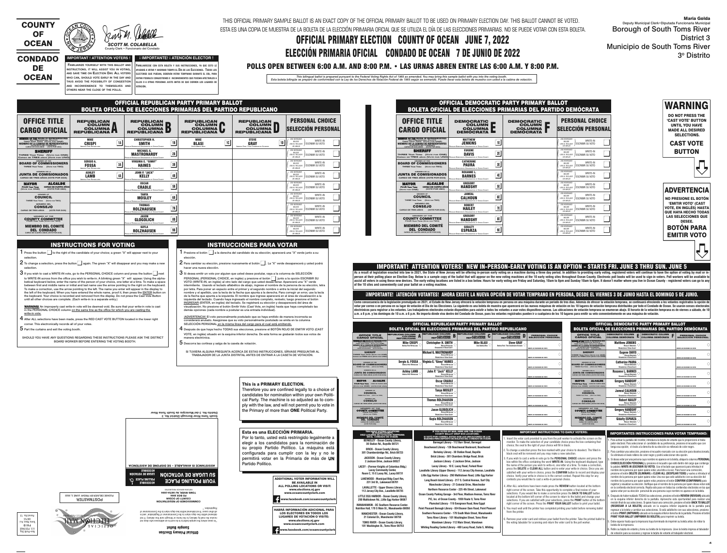# COUNTY OF OCEAN

# CONDADO DE OCEAN

SCOTT M. COLABELLA
County Clerk • Funcionario del Condado

THIS OFFICIAL PRIMARY SAMPLE BALLOT IS AN EXACT COPY OF THE OFFICIAL PRIMARY BALLOT TO BE USED ON PRIMARY ELECTION DAY. THIS BALLOT CANNOT BE VOTED.
ESTA ES UNA COPIA DE MUESTRA DE LA BOLETA DE LA ELECCIÓN PRIMARIA OFICIAL QUE SE UTILIZA EL DÍA DE LAS ELECCIONES PRIMARIAS. NO SE PUEDE VOTAR CON ESTA BOLETA.

Maria Golda
Deputy Municipal Clerk • Diputada Funcionaria Municipal

**Borough of South Toms River**
**District 3**
**Municipio de South Toms River**
**3º Distrito**

# OFFICIAL PRIMARY ELECTION COUNTY OF OCEAN JUNE 7, 2022
# ELECCIÓN PRIMARIA OFICIAL CONDADO DE OCEAN 7 DE JUNIO DE 2022

## POLLS OPEN BETWEEN 6:00 A.M. AND 8:00 P.M. • LAS URNAS ABREN ENTRE LAS 6:00 A.M. Y 8:00 P.M.

*This bilingual ballot is prepared pursuant to the Federal Voting Rights Act of 1965 as amended. You may bring this sample ballot with you into the voting booth.*
*Esta boleta bilingüe se preparó de conformidad con la Ley de los Derechos de Votación Federal de 1965 según se enmendó. Puede llevar esta boleta de muestra con usted a la cabina de votación.*

**IMPORTANT ! ATTENTION VOTERS !**

FAMILIARIZE YOURSELF WITH THIS BALLOT AND INSTRUCTIONS. IT WILL ASSIST YOU IN VOTING, AND SAVE TIME ON ELECTION DAY. ALL VOTERS WHO CAN, SHOULD VOTE EARLY IN THE DAY AND THUS AVOID THE POSSIBILITY OF CONGESTION AND INCONVENIENCE TO THEMSELVES AND OTHERS NEAR THE CLOSE OF THE POLLS.

**¡ IMPORTANTE! ¡ ATENCIÓN ELECTOR !**

FAMILIARÍCESE CON ESTA BOLETA Y SUS INSTRUCCIONES, YA QUE ESTO LE AYUDARÁ A VOTAR Y AHORRAR TIEMPO EL DÍA DE LAS ELECCIONES. TODOS LOS ELECTORES QUE PUEDAN, DEBERÁN VOTAR TEMPRANO DURANTE EL DÍA, PARA EVITAR POSIBLES CONGESTIONES E INCONVENIENTES QUE PUEDAN AFECTARLOS A ELLOS O A OTRAS PERSONAS JUSTO ANTES DE QUE CIERREN LOS LUGARES DE VOTACIÓN.

## OFFICIAL REPUBLICAN PARTY PRIMARY BALLOT
## BOLETA OFICIAL DE ELECCIONES PRIMARIAS DEL PARTIDO REPUBLICANO

| OFFICE TITLE / CARGO OFICIAL | REPUBLICAN COLUMN / COLUMNA REPUBLICANA A | REPUBLICAN COLUMN / COLUMNA REPUBLICANA B | REPUBLICAN COLUMN / COLUMNA REPUBLICANA C | REPUBLICAN COLUMN / COLUMNA REPUBLICANA D | PERSONAL CHOICE / SELECCIÓN PERSONAL |
|---|---|---|---|---|---|
| MEMBER OF THE HOUSE OF REPRESENTATIVES TWO Year Term (Vote for ONE) / MIEMBRO DE LA CÁMARA DE REPRESENTANTES CARGO DE DOS AÑOS (VOTE POR UNO) | 1A MIKE CRISPI (America First Republicans) | 1B CHRISTOPHER H. SMITH (Regular Republican Organization of Ocean County) | 1C MIKE BLASI (Save America Now) | 1D STEVE GRAY (America First - True Conservative Outsider) | WRITE-IN / ESCRIBIR SU VOTO |
| SHERIFF THREE Year Term (Vote for ONE) / Cargo de TRES años (Vote por UNO) | | 2B MICHAEL G. MASTRONARDY (Regular Republican Organization of Ocean County) | | | WRITE-IN / ESCRIBIR SU VOTO |
| MEMBER OF THE BOARD OF COMMISSIONERS THREE Year Term (Vote for TWO) / MIEMBRO DE LA JUNTA DE COMISIONADOS CARGO DE TRES AÑOS (VOTE POR DOS) | 3A SERGIO A. FOSSA (America First Republicans) | 3B VIRGINIA E. "GINNY" HAINES (Regular Republican Organization of Ocean County) | | | WRITE-IN / ESCRIBIR SU VOTO |
| | 4A ASHLEY LAMB (America First Republicans) | 4B JOHN P. "JACK" KELLY (Regular Republican Organization of Ocean County) | | | WRITE-IN / ESCRIBIR SU VOTO |
| MAYOR FOUR Year Term (Vote for ONE) / ALCALDE CARGO DE CUATRO AÑOS (VOTE POR UNO) | | 5B OSCAR CRADLE (Regular Republican Organization of Ocean County) | | | WRITE-IN / ESCRIBIR SU VOTO |
| MEMBER OF COUNCIL THREE Year Term (Vote for TWO) / MIEMBRO DEL CONSEJO CARGO DE TRES AÑOS (VOTE POR DOS) | | 6B TANYA MOSLEY (Regular Republican Organization of Ocean County) | | | WRITE-IN / ESCRIBIR SU VOTO |
| | | 7B THOMAS ROLZHAUSEN (Regular Republican Organization of Ocean County) | | | WRITE-IN / ESCRIBIR SU VOTO |
| MEMBER OF THE COUNTY COMMITTEE FOUR Year Term (Vote for TWO) / MIEMBRO DEL COMITÉ DEL CONDADO CARGO DE CUATRO AÑOS (VOTE POR DOS) | | 8B JASON GLOGOLICH (Regular Republican Organization of Ocean County) | | | WRITE-IN / ESCRIBIR SU VOTO |
| | | 9B KAYLA ROLZHAUSEN (Regular Republican Organization of Ocean County) | | | WRITE-IN / ESCRIBIR SU VOTO |

## OFFICIAL DEMOCRATIC PARTY PRIMARY BALLOT
## BOLETA OFICIAL DE ELECCIONES PRIMARIAS DEL PARTIDO DEMÓCRATA

| OFFICE TITLE / CARGO OFICIAL | DEMOCRATIC COLUMN / COLUMNA DEMÓCRATA E | DEMOCRATIC COLUMN / COLUMNA DEMÓCRATA F | PERSONAL CHOICE / SELECCIÓN PERSONAL |
|---|---|---|---|
| MEMBER OF THE HOUSE OF REPRESENTATIVES TWO Year Term (Vote for ONE) / MIEMBRO DE LA CÁMARA DE REPRESENTANTES CARGO DE DOS AÑOS (VOTE POR UNO) | 1E MATTHEW JENKINS (Regular Democratic Organization of Ocean County) | | WRITE-IN / ESCRIBIR SU VOTO |
| SHERIFF THREE Year Term (Vote for ONE) / Cargo de TRES años (Vote por UNO) | 2E EUGENE DAVIS (Regular Democratic Organization of Ocean County) | | WRITE-IN / ESCRIBIR SU VOTO |
| MEMBER OF THE BOARD OF COMMISSIONERS THREE Year Term (Vote for TWO) / MIEMBRO DE LA JUNTA DE COMISIONADOS CARGO DE TRES AÑOS (VOTE POR DOS) | 3E CATHERINE PAURA (Regular Democratic Organization of Ocean County) | | WRITE-IN / ESCRIBIR SU VOTO |
| | 4E ROXANNE L. BARNES (Regular Democratic Organization of Ocean County) | | WRITE-IN / ESCRIBIR SU VOTO |
| MAYOR FOUR Year Term (Vote for ONE) / ALCALDE CARGO DE CUATRO AÑOS (VOTE POR UNO) | 5E GREGORY HANDSHY (Regular Democratic Organization of Ocean County) | | WRITE-IN / ESCRIBIR SU VOTO |
| MEMBER OF COUNCIL THREE Year Term (Vote for TWO) / MIEMBRO DEL CONSEJO CARGO DE TRES AÑOS (VOTE POR DOS) | 6E JAMEAL CALHOUN (Regular Democratic Organization of Ocean County) | | WRITE-IN / ESCRIBIR SU VOTO |
| | 7E ROBERT HAILEY (Regular Democratic Organization of Ocean County) | | WRITE-IN / ESCRIBIR SU VOTO |
| MEMBER OF THE COUNTY COMMITTEE FOUR Year Term (Vote for TWO) / MIEMBRO DEL COMITÉ DEL CONDADO CARGO DE CUATRO AÑOS (VOTE POR DOS) | 8E GREGORY HANDSHY (Regular Democratic Organization of Ocean County) | | WRITE-IN / ESCRIBIR SU VOTO |
| | 9E GIDALTY ESPARZA (Regular Democratic Organization of Ocean County) | | WRITE-IN / ESCRIBIR SU VOTO |

## WARNING

DO NOT PRESS THE 'CAST VOTE' BUTTON UNTIL YOU HAVE MADE ALL DESIRED SELECTIONS.

**CAST VOTE BUTTON**

## ADVERTENCIA

NO PRESIONE EL BOTÓN 'EMITIR VOTO' (CAST VOTE, EN INGLÉS) HASTA QUE HAYA HECHO TODAS LAS SELECCIONES QUE DESEE.

**BOTÓN PARA EMITIR VOTO**

## INSTRUCTIONS FOR VOTING

1. Press the button ☐ to the right of the candidate of your choice; a green "X" will appear next to your selection.
2. To change a selection, press the button ☐ again. The green "X" will disappear and you may make a new selection.
3. If you wish to cast a WRITE-IN vote, go to the PERSONAL CHOICE column and press the button ☐ next to WRITE-IN across from the office for which you wish to write-in. A blinking green "X" will appear. Using the alphabetical keyboard below, enter the name of the person of your choice, one letter at a time. To make a space between first and middle name or initial and last name use the arrow pointing to the right on the keyboard. To make a correction, use the arrow pointing to the left. The name you enter will appear in the display to the left of the keyboard. When you have entered the whole name, proof it, then press the ENTER button on the keyboard. Your choice is recorded and removed from the display. Do not press the Cast Vote Button until all other choices are complete. (Each write-in is a separate entry.)

   **WARNING!** An improperly cast write-in vote will be deemed void. Be sure that your write-in vote is cast in the PERSONAL CHOICE column on the same line as the office for which you are casting the write-in vote.
4. After ALL selections have been made, press the RED CAST VOTE BUTTON located in the lower right corner. This electronically records all of your votes.
5. Part the curtains and exit the voting booth.

SHOULD YOU HAVE ANY QUESTIONS REGARDING THESE INSTRUCTIONS PLEASE ASK THE DISTRICT BOARD WORKER BEFORE ENTERING THE VOTING BOOTH.

## INSTRUCCIONES PARA VOTAR

1. Presione el botón ☐ a la derecha del candidato de su elección; aparecerá una "X" verde junto a su elección.
2. Para cambiar su elección, presione nuevamente el botón ☐. La "X" verde desaparecerá y usted podrá hacer una nueva elección.
3. Si desea emitir un voto por alguien que usted desee postular, vaya a la columna de SELECCIÓN PERSONAL (PERSONAL CHOICE, en inglés) y presione el botón ☐ junto a la opción ESCRIBIR SU VOTO (WRITE-IN, en inglés) al otro lado del cargo que usted desea llenar. Aparecerá una "X" verde intermitente. Usando el teclado alfabético de abajo, ingrese el nombre de la persona de su elección, letra por letra. Para poner un espacio entre el primer y el segundo nombre o entre la inicial del segundo nombre y el apellido, use la tecla de la flecha que apunta a la derecha. Para corregir un error, use la tecla de la flecha que apunta a la izquierda. El nombre que ingrese aparecerá en el área de visualización a la izquierda del teclado. Cuando haya ingresado el nombre completo, revíselo; luego presione el botón INGRESAR (ENTER, en inglés) del teclado. Se registrará su elección y desaparecerá del área de visualización. No presione el botón Emitir Voto (Cast Vote, en inglés) hasta que haya completado las demás opciones (cada nombre a postular es una entrada individual).

   **¡ADVERTENCIA!** El voto personalmente postulado que se haya emitido de manera incorrecta se considerará anulado. Asegúrese que su voto personalmente postulado se emita en la columna SELECCIÓN PERSONAL en la misma línea del cargo para el cual está emitiendo.
4. Después de que haya hecho TODAS sus selecciones, presione el BOTÓN ROJO DE EMITIR VOTO (CAST VOTE, en inglés) situado en la esquina inferior derecha. De esta forma se grabarán todos sus votos de manera electrónica.
5. Descorra las cortinas y salga de la caseta de votación.

SI TUVIERA ALGUNA PREGUNTA ACERCA DE ESTAS INSTRUCCIONES, SÍRVASE PREGUNTAR AL TRABAJADOR DE LA JUNTA DISTRITAL ANTES DE ENTRAR A LA CASETA DE VOTACIÓN.

## IMPORTANT! ATTENTION VOTERS! NEW IN-PERSON-EARLY VOTING IS AN OPTION - STARTS FRI. JUNE 3 THRU SUN. JUNE 5

As a result of legislation enacted into law in 2021, the State of New Jersey will be offering in-person early voting on a machine during a three day period. In addition to providing early voting, registered voters will continue to have the option of voting by mail or in-person at their polling place on Election Day. Below is a sample copy of the ballot that will appear on the new voting machines at the 10 early voting sites throughout Ocean County. Electronic poll books will be used to sign-in voters. Poll workers will be available to assist all voters in using these new devices. The early voting locations are listed in a box below. Hours for early voting are Friday and Saturday, 10am to 8pm and Sunday 10am to 6pm. It doesn't matter where you live in Ocean County - registered voters can go to any of the 10 sites and conveniently cast your ballot on a voting machine.

## ¡IMPORTANTE! ¡ATENCIÓN VOTANTES! AHORA EXISTE LA NUEVA OPCIÓN DE VOTAR TEMPRANO EN PERSONA, DESDE EL VIERNES 3 DE JUNIO HASTA EL DOMINGO 5 DE JUNIO.

Como consecuencia de la legislación promulgada en 2021, el Estado de New Jersey ofrecerá la votación temprana en persona en una máquina durante un período de tres días. Además de ofrecer la votación temprana, se continuará ofreciendo a los votantes registrados la opción de votar por correo o en persona en su lugar de votación el Día de las Elecciones. La siguiente es una boleta de muestra que aparecerá en las nuevas máquinas de votación en los 10 lugares de votación temprana distribuidos por todo el Condado de Ocean. Se usarán censos electorales electrónicos para registrar a los votantes. Los trabajadores electorales estarán disponibles para asistir a todos los votantes a usar estos dispositivos nuevos. Las ubicaciones de votación temprana se enumeran abajo. El horario de la votación temprana es de viernes a sábado, de 10 a.m. a 8 p.m. y los domingos de 10 a.m. a 6 p.m. No importa dónde viva dentro del Condado de Ocean, pues los votantes registrados pueden ir a cualquiera de los 10 lugares para emitir su voto convenientemente en una máquina de votación.

### OFFICIAL REPUBLICAN PARTY PRIMARY BALLOT
### BOLETA OFICIAL DE ELECCIONES PRIMARIAS DEL PARTIDO REPUBLICANO

| OFFICE TITLE / CARGO OFICIAL | REPUBLICAN COLUMN / COLUMNA REPUBLICANA A | REPUBLICAN COLUMN / COLUMNA REPUBLICANA B | REPUBLICAN COLUMN / COLUMNA REPUBLICANA C | REPUBLICAN COLUMN / COLUMNA REPUBLICANA D | PERSONAL CHOICE / SELECCIÓN PERSONAL |
|---|---|---|---|---|---|
| MEMBER OF THE HOUSE OF REPRESENTATIVES / MIEMBRO DE LA CÁMARA DE REPRESENTANTES | Mike CRISPI (America First Republicans) | Christopher H. SMITH (Regular Republican Organization of Ocean County) | Mike BLASI (Save America Now) | Steve GRAY (America First - True Conservative Outsider) | WRITE-IN / ESCRIBIR SU VOTO |
| SHERIFF | | Michael G. MASTRONARDY (Regular Republican Organization of Ocean County) | | | WRITE-IN / ESCRIBIR SU VOTO |
| MEMBER OF THE BOARD OF COMMISSIONERS / MIEMBRO DE LA JUNTA DE COMISIONADOS | Sergio A. FOSSA (America First Republicans) | Virginia E. "Ginny" HAINES (Regular Republican Organization of Ocean County) | | | WRITE-IN / ESCRIBIR SU VOTO |
| | Ashley LAMB (America First Republicans) | John P. "Jack" KELLY (Regular Republican Organization of Ocean County) | | | WRITE-IN / ESCRIBIR SU VOTO |
| MAYOR / ALCALDE | | Oscar CRADLE (Regular Republican Organization of Ocean County) | | | WRITE-IN / ESCRIBIR SU VOTO |
| MEMBER OF COUNCIL / MIEMBRO DEL CONSEJO | | Tanya MOSLEY (Regular Republican Organization of Ocean County) | | | WRITE-IN / ESCRIBIR SU VOTO |
| | | Thomas ROLZHAUSEN (Regular Republican Organization of Ocean County) | | | WRITE-IN / ESCRIBIR SU VOTO |
| MEMBER OF THE COUNTY COMMITTEE / MIEMBRO DEL COMITÉ DEL CONDADO | | Jason GLOGOLICH (Regular Republican Organization of Ocean County) | | | WRITE-IN / ESCRIBIR SU VOTO |
| | | Kayla ROLZHAUSEN (Regular Republican Organization of Ocean County) | | | WRITE-IN / ESCRIBIR SU VOTO |

### OFFICIAL DEMOCRATIC PARTY PRIMARY BALLOT
### BOLETA OFICIAL DE ELECCIONES PRIMARIAS DEL PARTIDO DEMÓCRATA

| OFFICE TITLE / CARGO OFICIAL | DEMOCRATIC COLUMN / COLUMNA DEMÓCRATA E | DEMOCRATIC COLUMN / COLUMNA DEMÓCRATA F | PERSONAL CHOICE / SELECCIÓN PERSONAL |
|---|---|---|---|
| MEMBER OF THE HOUSE OF REPRESENTATIVES / MIEMBRO DE LA CÁMARA DE REPRESENTANTES | Matthew JENKINS (Regular Democratic Organization of Ocean County) | | WRITE-IN / ESCRIBIR SU VOTO |
| SHERIFF | Eugene DAVIS (Regular Democratic Organization of Ocean County) | | WRITE-IN / ESCRIBIR SU VOTO |
| MEMBER OF THE BOARD OF COMMISSIONERS / MIEMBRO DE LA JUNTA DE COMISIONADOS | Catherine PAURA (Regular Democratic Organization of Ocean County) | | WRITE-IN / ESCRIBIR SU VOTO |
| | Roxanne L. BARNES (Regular Democratic Organization of Ocean County) | | WRITE-IN / ESCRIBIR SU VOTO |
| MAYOR / ALCALDE | Gregory HANDSHY (Regular Democratic Organization of Ocean County) | | WRITE-IN / ESCRIBIR SU VOTO |
| MEMBER OF COUNCIL / MIEMBRO DEL CONSEJO | Jameal CALHOUN (Regular Democratic Organization of Ocean County) | | WRITE-IN / ESCRIBIR SU VOTO |
| | Robert HAILEY (Regular Democratic Organization of Ocean County) | | WRITE-IN / ESCRIBIR SU VOTO |
| MEMBER OF THE COUNTY COMMITTEE / MIEMBRO DEL COMITÉ DEL CONDADO | Gregory HANDSHY (Regular Democratic Organization of Ocean County) | | WRITE-IN / ESCRIBIR SU VOTO |
| | Gidalty ESPARZA (Regular Democratic Organization of Ocean County) | | WRITE-IN / ESCRIBIR SU VOTO |

### This is a PRIMARY ELECTION.

Therefore you are confined legally to a choice of candidates for nomination within your own Political Party. The machine is so adjusted as to comply with the law, and will not permit you to vote in the Primary of more than **ONE** Political Party.

### Esta es una ELECCIÓN PRIMARIA.

Por lo tanto, usted está restringido legalmente a elegir a los candidatos para la nominación de su propio Partido Político. La máquina está configurada para cumplir con la ley y no le permitirá votar en la Primaria de más de **UN** Partido Político.

**ADDITIONAL VOTER INFORMATION WILL BE AVAILABLE IN ALL POLLING LOCATIONS OR VISIT:**
www.elections.nj.gov
www.oceancountyclerk.com
www.facebook.com/oceancountyclerk

**HABRÁ INFORMACIÓN ADICIONAL PARA LOS ELECTORES EN TODOS LOS LUGARES DE VOTACIÓN O VISITE:**
www.elections.nj.gov
www.oceancountyclerk.com
www.facebook.com/oceancountyclerk

### TEN EARLY VOTING LOCATIONS / DIEZ LUGARES DE VOTACIÓN TEMPRANA EN EL CONDADO DE OCEAN

**BERKELEY** - Ocean County Library, 30 Station Rd., Bayville 08721

**BRICK** - Ocean County Library, 301 Chambersbridge Rd., Brick 08723

**JACKSON** - Ocean County Library, 2 Jackson Drive, Jackson 08527

**LACEY** - (Former Knights of Columbus Bldg.) Lacey Community Center, Room C, 15 E Lacey Rd., Lacey 08731

**LAKEWOOD** - Municipal Bldg-Court Rm, 231 3rd St., Lakewood 08701

**LAVALLETTE** - Upper Stores Library, 112 Jersey City Ave., Lavallette 08735

**LITTLE EGG HARBOR** - Ocean County Library, 290 Mathistown Rd., Little Egg Harbor 08087

**MANAHAWKIN** - OC Southern Resource Center-Nutrition Hall, 179 S Main St., Manahawkin 08050

**MANCHESTER** - Ocean County Library, 21 Colonial Dr., Manchester 08759

**TOMS RIVER** - Ocean County Library, 101 Washington St., Toms River 08753

### IF YOU VOTED BY MAIL HERE ARE THE OCEAN COUNTY BALLOT DROP BOX LOCATIONS: / SI VOTÓ POR CORREO, ESTAS SON LAS UBICACIONES DE LOS BUZONES PARA DEPÓSITO DE BOLETAS DEL CONDADO DE OCEAN:

Barnegat Library - 112 Burr Street, Barnegat
Beachwood Library - 126 Beachwood Boulevard, Beachwood
Berkeley Library - 30 Station Road, Bayville
Brick Library - 301 Chambers Bridge Road, Brick
Jackson Library - 2 Jackson Drive, Jackson
Lacey Library - 10 E. Lacey Road, Forked River
Lavallette Library (Upper Shores) - 112 Jersey City Avenue, Lavallette
Little Egg Harbor Library - 290 Mathistown Road, Little Egg Harbor
Long Beach Island Library - 217 S. Central Avenue, Surf City
Manchester Library - 21 Colonial Drive, Manchester
Northern Resource Center - 225 4th Street, Lakewood
Ocean County Parking Garage - 3rd Floor, Hooper Avenue, Toms River
PIC, Inc. of Ocean County - 1959 Route 9, Toms River
Plumsted Library - 119 Evergreen Road, New Egypt
Point Pleasant Borough Library - 834 Beaver Dam Road, Point Pleasant
Southern Resource Center - 179 South Main Street, Manahawkin
Toms River Library - 101 Washington Street, Toms River
Waretown Library - 112 Main Street, Waretown
Whiting Reading Center/Library - 400 Lacey Road, Suite 5, Whiting

### IMPORTANT INSTRUCTIONS TO EARLY VOTERS:

1. Insert the voter card provided to you from the poll worker to activate the screen on the monitor. To make the selection of your candidate choice press the box containing that choice, the oval to the right of your choice will fill in black.
2. To change a selection press the box marked with your choice to deselect. The filled in black oval will be removed and you may make a new selection.
3. If you wish to cast a write-in vote go to the **PERSONAL CHOICE** column and press the box within the office containing the word **WRITE-IN**. Using the keyboard displayed, type the name of the person you wish to write-in, one letter at a time. If you make a mistake, press the **DELETE** or **CLEAR ALL** button and re-enter your write-in choice. Once you are satisfied with your write-in choice, press the **CONFIRM** button to record and display your choice. Verify your write-in choice is in the correct contest. Repeat this step for any contests you would like to cast a write-in personal choice.
4. After ALL selections have been made press the **REVIEW** button located at the bottom right corner of the screen. Take this opportunity to complete a final review of your selections. If you would like to make a correction press the **BACK TO BALLOT** button located at the bottom left corner of the screen to return to the ballot and change your selections. If you are satisfied with your selections, press the **PRINT** button at the bottom right corner of the screen. Press the **PRINT YOUR BALLOT** button to print your ballot.
5. You must wait until the printer has completed printing your ballot before removing ballot from the printer.
6. Remove your voter card and retrieve your ballot from the printer. Take the printed ballot to the voting tabulator for scanning and return the voter card to the poll worker.

### IMPORTANTES INSTRUCCIONES PARA VOTAR TEMPRANO:

1. Para activar la pantalla del monitor, introduzca la tarjeta de votante que le proporcionó el trabajador electoral. Para seleccionar al candidato de su preferencia, presione el recuadro que contenga esa opción; el óvalo a la derecha de su elección se rellenará de color negro.
2. Para cambiar una selección, presione el recuadro marcado con su elección para deseleccionarla. Se eliminará el óvalo relleno de color negro y podrá seleccionar otra opción.
3. Si desea votar por una persona cuyo nombre no aparece en la boleta, ubique la columna **PERSONAL CHOICE (SELECCIÓN PERSONAL)**. Si quiere hacer esto, presione el recuadro del cargo que contenga la palabra **WRITE-IN (ESCRIBIR SU VOTO)**. Use el teclado que aparecerá para introducir el nombre de la persona por quien quiera votar, una letra a la vez. Para hacer una corrección, presione el botón **DELETE (ELIMINAR)** o **CLEAR ALL (DESPEJAR TODO)** y vuelva a introducir el nombre de la persona por quien quiera votar. Una vez que esté satisfecho con su elección del nombre de la persona por quien quiere votar, presione el botón **CONFIRM (CONFIRMAR)** para registrar y visualizar su elección. Verifique que el nombre de la persona por quien desea votar esté en la contienda electoral correcta. Repita este paso en todas las contiendas electorales en las que quiera votar por una elección personal de una persona cuyo nombre no aparece en la boleta.
4. Después de haber realizado TODAS las selecciones, presione el botón **REVIEW (REVISAR)** ubicado en la esquina inferior derecha de la pantalla. Aproveche esta oportunidad para realizar una revisión final de sus selecciones. Si quiere hacer una corrección, presione el botón **BACK TO BALLOT (REGRESAR A LA BOLETA)** ubicado en la esquina inferior izquierda de la pantalla para regresar a la boleta y cambiar sus selecciones. Si está satisfecho con sus selecciones, presione el botón **PRINT (IMPRIMIR)** ubicado en la esquina inferior derecha de la pantalla. Presione el botón **PRINT YOUR BALLOT (IMPRIMIR SU BOLETA)** para imprimir su boleta.
5. Debe esperar hasta que la impresora haya terminado de imprimir su boleta antes de retirar la boleta de la impresora.
6. Retire su tarjeta de votante y tome su boleta de la impresora. Lleve la boleta impresa al tabulador de votación para su escaneo y regrese la tarjeta de votante al trabajador electoral.

South Toms River Borough District No. 3 and Municipio de South Toms River Distrito No. 3

**YOUR POLLING PLACE / SU LUGAR DE VOTACIÓN**

POLLING PLACE ACCESSIBLE / LUGAR DE VOTACIÓN ACCESIBLE

ASSISTANCE IS AVAILABLE • SE DISPONE DE ASISTENCIA

COMMISSIONER OF REGISTRATION
COUNTY OF OCEAN
PO BOX 2006
TOMS RIVER, NJ 08754-2006

POSTMASTER:
PLEASE DELIVER BY FRIDAY JUNE 3, 2022

**Official Primary Election**
**Sample Ballot**

Non-Profit Org.
U.S. POSTAGE
PAID
Toms River, NJ
08753
Permit No. 11

OFFICIAL ELECTION MAIL